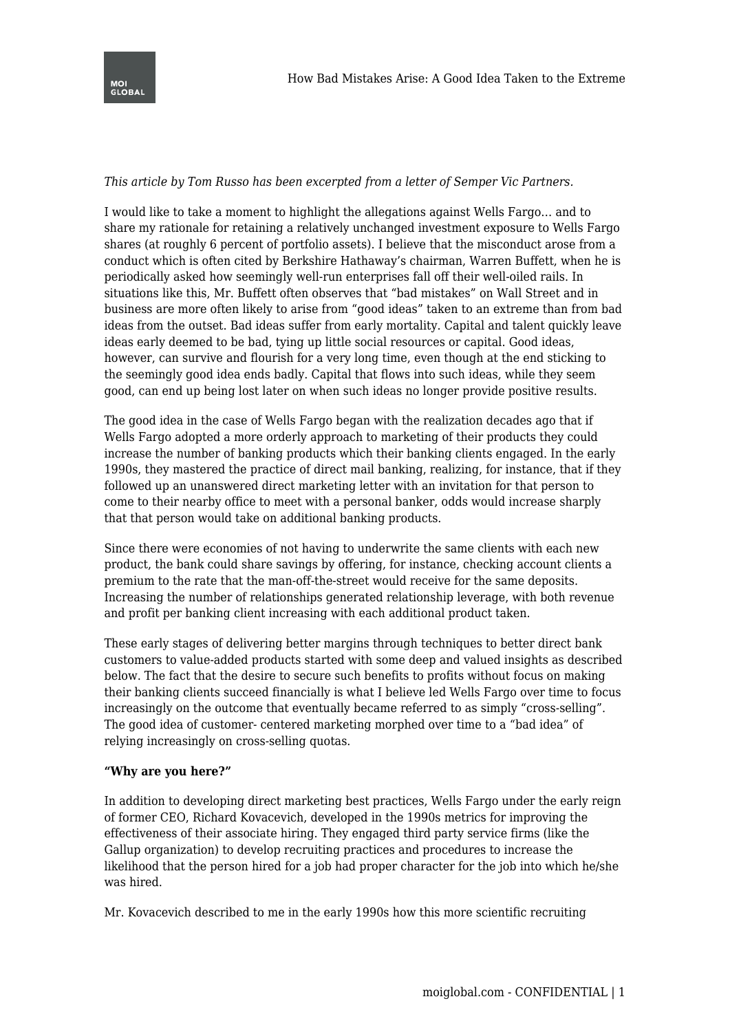*This article by Tom Russo has been excerpted from a letter of Semper Vic Partners.*

I would like to take a moment to highlight the allegations against Wells Fargo… and to share my rationale for retaining a relatively unchanged investment exposure to Wells Fargo shares (at roughly 6 percent of portfolio assets). I believe that the misconduct arose from a conduct which is often cited by Berkshire Hathaway's chairman, Warren Buffett, when he is periodically asked how seemingly well-run enterprises fall off their well-oiled rails. In situations like this, Mr. Buffett often observes that "bad mistakes" on Wall Street and in business are more often likely to arise from "good ideas" taken to an extreme than from bad ideas from the outset. Bad ideas suffer from early mortality. Capital and talent quickly leave ideas early deemed to be bad, tying up little social resources or capital. Good ideas, however, can survive and flourish for a very long time, even though at the end sticking to the seemingly good idea ends badly. Capital that flows into such ideas, while they seem good, can end up being lost later on when such ideas no longer provide positive results.

The good idea in the case of Wells Fargo began with the realization decades ago that if Wells Fargo adopted a more orderly approach to marketing of their products they could increase the number of banking products which their banking clients engaged. In the early 1990s, they mastered the practice of direct mail banking, realizing, for instance, that if they followed up an unanswered direct marketing letter with an invitation for that person to come to their nearby office to meet with a personal banker, odds would increase sharply that that person would take on additional banking products.

Since there were economies of not having to underwrite the same clients with each new product, the bank could share savings by offering, for instance, checking account clients a premium to the rate that the man-off-the-street would receive for the same deposits. Increasing the number of relationships generated relationship leverage, with both revenue and profit per banking client increasing with each additional product taken.

These early stages of delivering better margins through techniques to better direct bank customers to value-added products started with some deep and valued insights as described below. The fact that the desire to secure such benefits to profits without focus on making their banking clients succeed financially is what I believe led Wells Fargo over time to focus increasingly on the outcome that eventually became referred to as simply "cross-selling". The good idea of customer- centered marketing morphed over time to a "bad idea" of relying increasingly on cross-selling quotas.

**"Why are you here?"**

In addition to developing direct marketing best practices, Wells Fargo under the early reign of former CEO, Richard Kovacevich, developed in the 1990s metrics for improving the effectiveness of their associate hiring. They engaged third party service firms (like the Gallup organization) to develop recruiting practices and procedures to increase the likelihood that the person hired for a job had proper character for the job into which he/she was hired.

Mr. Kovacevich described to me in the early 1990s how this more scientific recruiting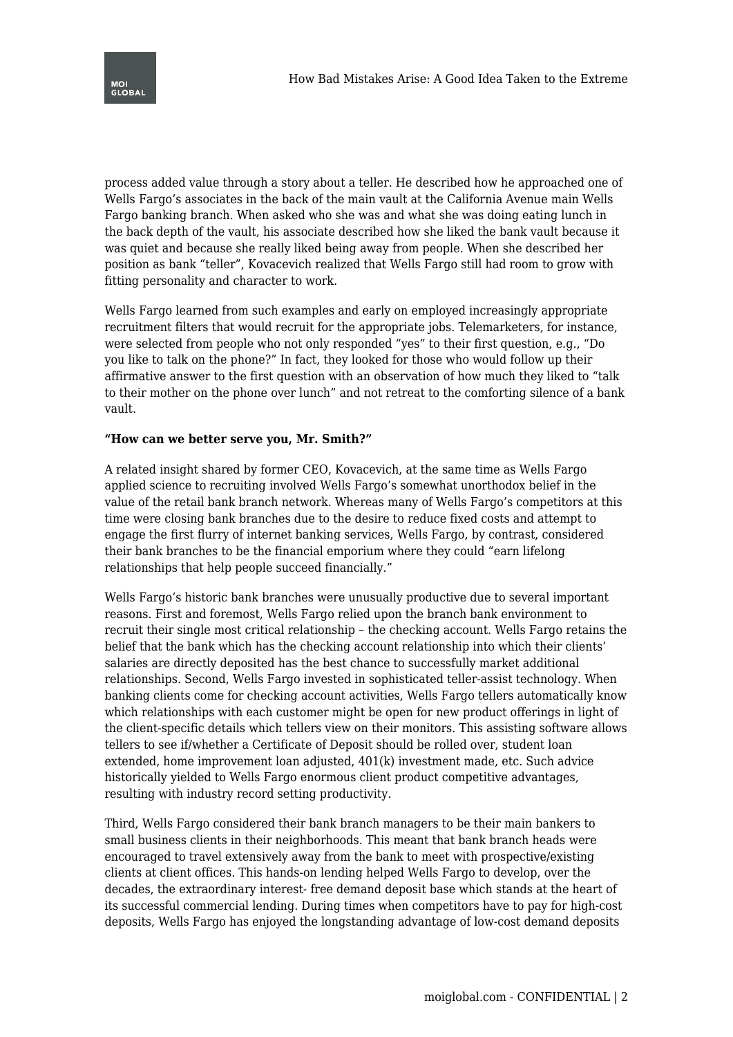process added value through a story about a teller. He described how he approached one of Wells Fargo's associates in the back of the main vault at the California Avenue main Wells Fargo banking branch. When asked who she was and what she was doing eating lunch in the back depth of the vault, his associate described how she liked the bank vault because it was quiet and because she really liked being away from people. When she described her position as bank "teller", Kovacevich realized that Wells Fargo still had room to grow with fitting personality and character to work.

Wells Fargo learned from such examples and early on employed increasingly appropriate recruitment filters that would recruit for the appropriate jobs. Telemarketers, for instance, were selected from people who not only responded "yes" to their first question, e.g., "Do you like to talk on the phone?" In fact, they looked for those who would follow up their affirmative answer to the first question with an observation of how much they liked to "talk to their mother on the phone over lunch" and not retreat to the comforting silence of a bank vault.

**"How can we better serve you, Mr. Smith?"**

A related insight shared by former CEO, Kovacevich, at the same time as Wells Fargo applied science to recruiting involved Wells Fargo's somewhat unorthodox belief in the value of the retail bank branch network. Whereas many of Wells Fargo's competitors at this time were closing bank branches due to the desire to reduce fixed costs and attempt to engage the first flurry of internet banking services, Wells Fargo, by contrast, considered their bank branches to be the financial emporium where they could "earn lifelong relationships that help people succeed financially."

Wells Fargo's historic bank branches were unusually productive due to several important reasons. First and foremost, Wells Fargo relied upon the branch bank environment to recruit their single most critical relationship – the checking account. Wells Fargo retains the belief that the bank which has the checking account relationship into which their clients' salaries are directly deposited has the best chance to successfully market additional relationships. Second, Wells Fargo invested in sophisticated teller-assist technology. When banking clients come for checking account activities, Wells Fargo tellers automatically know which relationships with each customer might be open for new product offerings in light of the client-specific details which tellers view on their monitors. This assisting software allows tellers to see if/whether a Certificate of Deposit should be rolled over, student loan extended, home improvement loan adjusted, 401(k) investment made, etc. Such advice historically yielded to Wells Fargo enormous client product competitive advantages, resulting with industry record setting productivity.

Third, Wells Fargo considered their bank branch managers to be their main bankers to small business clients in their neighborhoods. This meant that bank branch heads were encouraged to travel extensively away from the bank to meet with prospective/existing clients at client offices. This hands-on lending helped Wells Fargo to develop, over the decades, the extraordinary interest- free demand deposit base which stands at the heart of its successful commercial lending. During times when competitors have to pay for high-cost deposits, Wells Fargo has enjoyed the longstanding advantage of low-cost demand deposits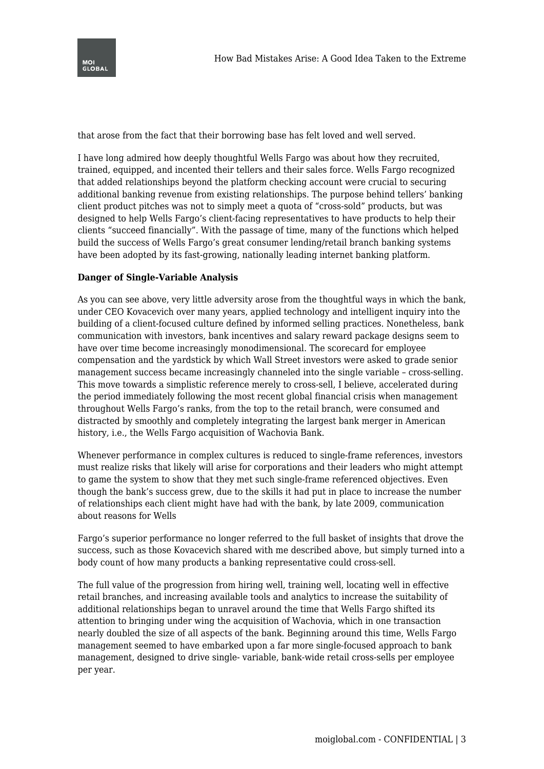that arose from the fact that their borrowing base has felt loved and well served.

I have long admired how deeply thoughtful Wells Fargo was about how they recruited, trained, equipped, and incented their tellers and their sales force. Wells Fargo recognized that added relationships beyond the platform checking account were crucial to securing additional banking revenue from existing relationships. The purpose behind tellers' banking client product pitches was not to simply meet a quota of "cross-sold" products, but was designed to help Wells Fargo's client-facing representatives to have products to help their clients "succeed financially". With the passage of time, many of the functions which helped build the success of Wells Fargo's great consumer lending/retail branch banking systems have been adopted by its fast-growing, nationally leading internet banking platform.

**Danger of Single-Variable Analysis**

As you can see above, very little adversity arose from the thoughtful ways in which the bank, under CEO Kovacevich over many years, applied technology and intelligent inquiry into the building of a client-focused culture defined by informed selling practices. Nonetheless, bank communication with investors, bank incentives and salary reward package designs seem to have over time become increasingly monodimensional. The scorecard for employee compensation and the yardstick by which Wall Street investors were asked to grade senior management success became increasingly channeled into the single variable – cross-selling. This move towards a simplistic reference merely to cross-sell, I believe, accelerated during the period immediately following the most recent global financial crisis when management throughout Wells Fargo's ranks, from the top to the retail branch, were consumed and distracted by smoothly and completely integrating the largest bank merger in American history, i.e., the Wells Fargo acquisition of Wachovia Bank.

Whenever performance in complex cultures is reduced to single-frame references, investors must realize risks that likely will arise for corporations and their leaders who might attempt to game the system to show that they met such single-frame referenced objectives. Even though the bank's success grew, due to the skills it had put in place to increase the number of relationships each client might have had with the bank, by late 2009, communication about reasons for Wells Fargo's superior performance no longer referred to the full basket of insights that drove the success, such as those Kovacevich shared with me described above, but simply turned into a body count of how many products a banking representative could cross-sell.

The full value of the progression from hiring well, training well, locating well in effective retail branches, and increasing available tools and analytics to increase the suitability of additional relationships began to unravel around the time that Wells Fargo shifted its attention to bringing under wing the acquisition of Wachovia, which in one transaction nearly doubled the size of all aspects of the bank. Beginning around this time, Wells Fargo management seemed to have embarked upon a far more single-focused approach to bank management, designed to drive single- variable, bank-wide retail cross-sells per employee per year.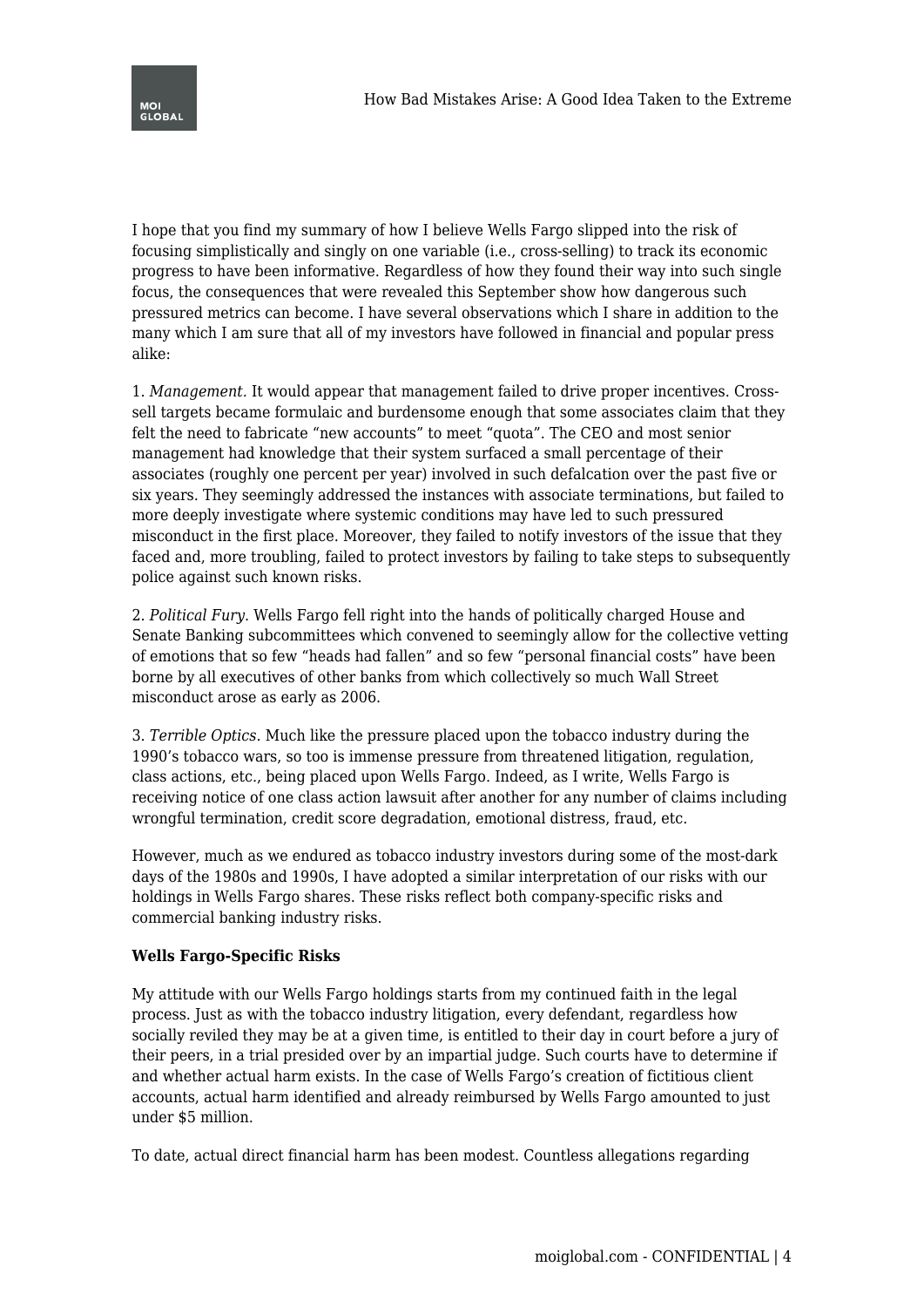I hope that you find my summary of how I believe Wells Fargo slipped into the risk of focusing simplistically and singly on one variable (i.e., cross-selling) to track its economic progress to have been informative. Regardless of how they found their way into such single focus, the consequences that were revealed this September show how dangerous such pressured metrics can become. I have several observations which I share in addition to the many which I am sure that all of my investors have followed in financial and popular press alike:

1. *Management.* It would appear that management failed to drive proper incentives. Cross-sell targets became formulaic and burdensome enough that some associates claim that they felt the need to fabricate "new accounts" to meet "quota". The CEO and most senior management had knowledge that their system surfaced a small percentage of their associates (roughly one percent per year) involved in such defalcation over the past five or six years. They seemingly addressed the instances with associate terminations, but failed to more deeply investigate where systemic conditions may have led to such pressured misconduct in the first place. Moreover, they failed to notify investors of the issue that they faced and, more troubling, failed to protect investors by failing to take steps to subsequently police against such known risks.

2. *Political Fury.* Wells Fargo fell right into the hands of politically charged House and Senate Banking subcommittees which convened to seemingly allow for the collective vetting of emotions that so few "heads had fallen" and so few "personal financial costs" have been borne by all executives of other banks from which collectively so much Wall Street misconduct arose as early as 2006.

3. *Terrible Optics.* Much like the pressure placed upon the tobacco industry during the 1990's tobacco wars, so too is immense pressure from threatened litigation, regulation, class actions, etc., being placed upon Wells Fargo. Indeed, as I write, Wells Fargo is receiving notice of one class action lawsuit after another for any number of claims including wrongful termination, credit score degradation, emotional distress, fraud, etc.

However, much as we endured as tobacco industry investors during some of the most-dark days of the 1980s and 1990s, I have adopted a similar interpretation of our risks with our holdings in Wells Fargo shares. These risks reflect both company-specific risks and commercial banking industry risks.

**Wells Fargo-Specific Risks**

My attitude with our Wells Fargo holdings starts from my continued faith in the legal process. Just as with the tobacco industry litigation, every defendant, regardless how socially reviled they may be at a given time, is entitled to their day in court before a jury of their peers, in a trial presided over by an impartial judge. Such courts have to determine if and whether actual harm exists. In the case of Wells Fargo's creation of fictitious client accounts, actual harm identified and already reimbursed by Wells Fargo amounted to just under $5 million.

To date, actual direct financial harm has been modest. Countless allegations regarding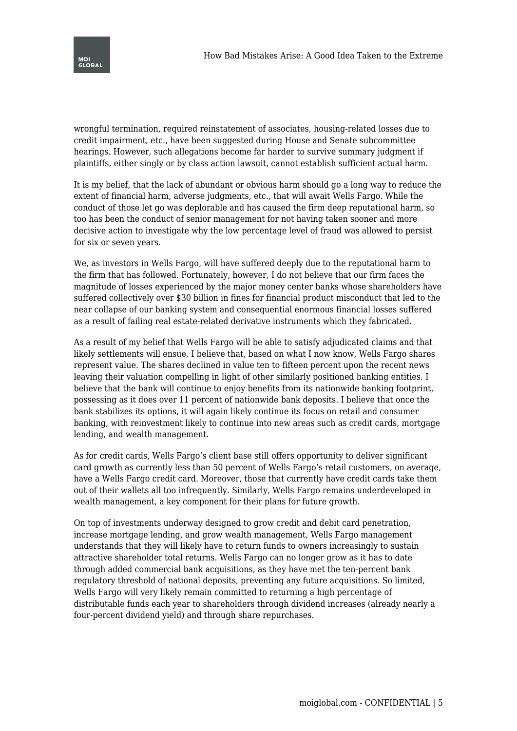wrongful termination, required reinstatement of associates, housing-related losses due to credit impairment, etc., have been suggested during House and Senate subcommittee hearings. However, such allegations become far harder to survive summary judgment if plaintiffs, either singly or by class action lawsuit, cannot establish sufficient actual harm.

It is my belief, that the lack of abundant or obvious harm should go a long way to reduce the extent of financial harm, adverse judgments, etc., that will await Wells Fargo. While the conduct of those let go was deplorable and has caused the firm deep reputational harm, so too has been the conduct of senior management for not having taken sooner and more decisive action to investigate why the low percentage level of fraud was allowed to persist for six or seven years.

We, as investors in Wells Fargo, will have suffered deeply due to the reputational harm to the firm that has followed. Fortunately, however, I do not believe that our firm faces the magnitude of losses experienced by the major money center banks whose shareholders have suffered collectively over $30 billion in fines for financial product misconduct that led to the near collapse of our banking system and consequential enormous financial losses suffered as a result of failing real estate-related derivative instruments which they fabricated.

As a result of my belief that Wells Fargo will be able to satisfy adjudicated claims and that likely settlements will ensue, I believe that, based on what I now know, Wells Fargo shares represent value. The shares declined in value ten to fifteen percent upon the recent news leaving their valuation compelling in light of other similarly positioned banking entities. I believe that the bank will continue to enjoy benefits from its nationwide banking footprint, possessing as it does over 11 percent of nationwide bank deposits. I believe that once the bank stabilizes its options, it will again likely continue its focus on retail and consumer banking, with reinvestment likely to continue into new areas such as credit cards, mortgage lending, and wealth management.

As for credit cards, Wells Fargo's client base still offers opportunity to deliver significant card growth as currently less than 50 percent of Wells Fargo's retail customers, on average, have a Wells Fargo credit card. Moreover, those that currently have credit cards take them out of their wallets all too infrequently. Similarly, Wells Fargo remains underdeveloped in wealth management, a key component for their plans for future growth.

On top of investments underway designed to grow credit and debit card penetration, increase mortgage lending, and grow wealth management, Wells Fargo management understands that they will likely have to return funds to owners increasingly to sustain attractive shareholder total returns. Wells Fargo can no longer grow as it has to date through added commercial bank acquisitions, as they have met the ten-percent bank regulatory threshold of national deposits, preventing any future acquisitions. So limited, Wells Fargo will very likely remain committed to returning a high percentage of distributable funds each year to shareholders through dividend increases (already nearly a four-percent dividend yield) and through share repurchases.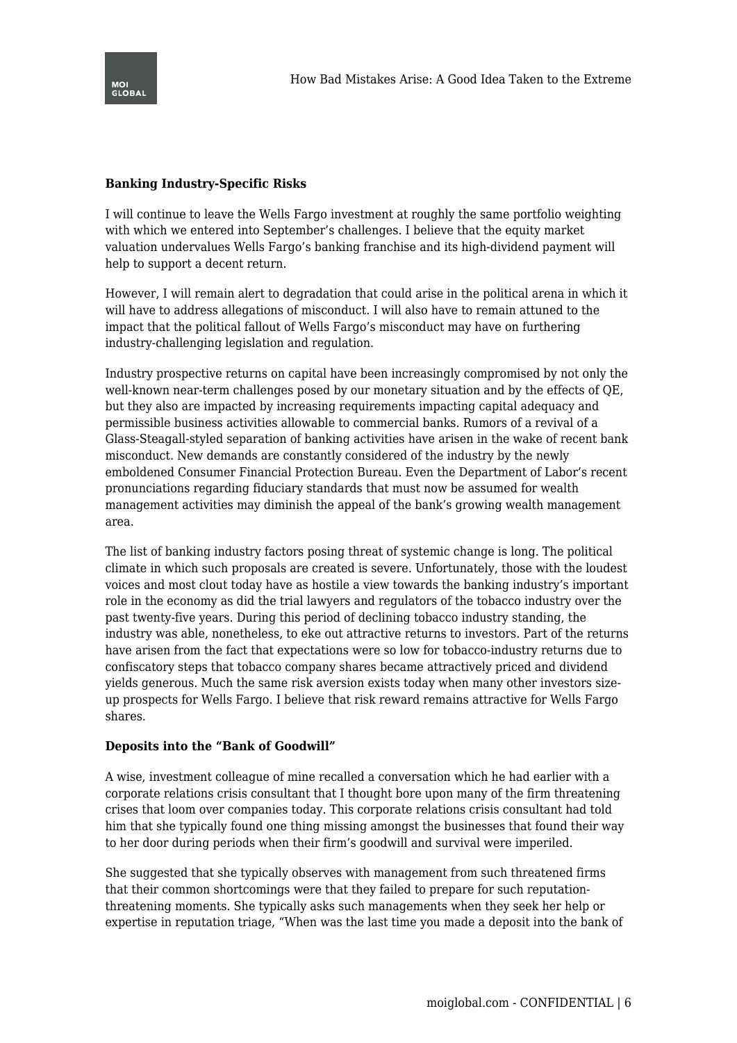**Banking Industry-Specific Risks**

I will continue to leave the Wells Fargo investment at roughly the same portfolio weighting with which we entered into September's challenges. I believe that the equity market valuation undervalues Wells Fargo's banking franchise and its high-dividend payment will help to support a decent return.

However, I will remain alert to degradation that could arise in the political arena in which it will have to address allegations of misconduct. I will also have to remain attuned to the impact that the political fallout of Wells Fargo's misconduct may have on furthering industry-challenging legislation and regulation.

Industry prospective returns on capital have been increasingly compromised by not only the well-known near-term challenges posed by our monetary situation and by the effects of QE, but they also are impacted by increasing requirements impacting capital adequacy and permissible business activities allowable to commercial banks. Rumors of a revival of a Glass-Steagall-styled separation of banking activities have arisen in the wake of recent bank misconduct. New demands are constantly considered of the industry by the newly emboldened Consumer Financial Protection Bureau. Even the Department of Labor's recent pronunciations regarding fiduciary standards that must now be assumed for wealth management activities may diminish the appeal of the bank's growing wealth management area.

The list of banking industry factors posing threat of systemic change is long. The political climate in which such proposals are created is severe. Unfortunately, those with the loudest voices and most clout today have as hostile a view towards the banking industry's important role in the economy as did the trial lawyers and regulators of the tobacco industry over the past twenty-five years. During this period of declining tobacco industry standing, the industry was able, nonetheless, to eke out attractive returns to investors. Part of the returns have arisen from the fact that expectations were so low for tobacco-industry returns due to confiscatory steps that tobacco company shares became attractively priced and dividend yields generous. Much the same risk aversion exists today when many other investors size-up prospects for Wells Fargo. I believe that risk reward remains attractive for Wells Fargo shares.

**Deposits into the "Bank of Goodwill"**

A wise, investment colleague of mine recalled a conversation which he had earlier with a corporate relations crisis consultant that I thought bore upon many of the firm threatening crises that loom over companies today. This corporate relations crisis consultant had told him that she typically found one thing missing amongst the businesses that found their way to her door during periods when their firm's goodwill and survival were imperiled.

She suggested that she typically observes with management from such threatened firms that their common shortcomings were that they failed to prepare for such reputation-threatening moments. She typically asks such managements when they seek her help or expertise in reputation triage, "When was the last time you made a deposit into the bank of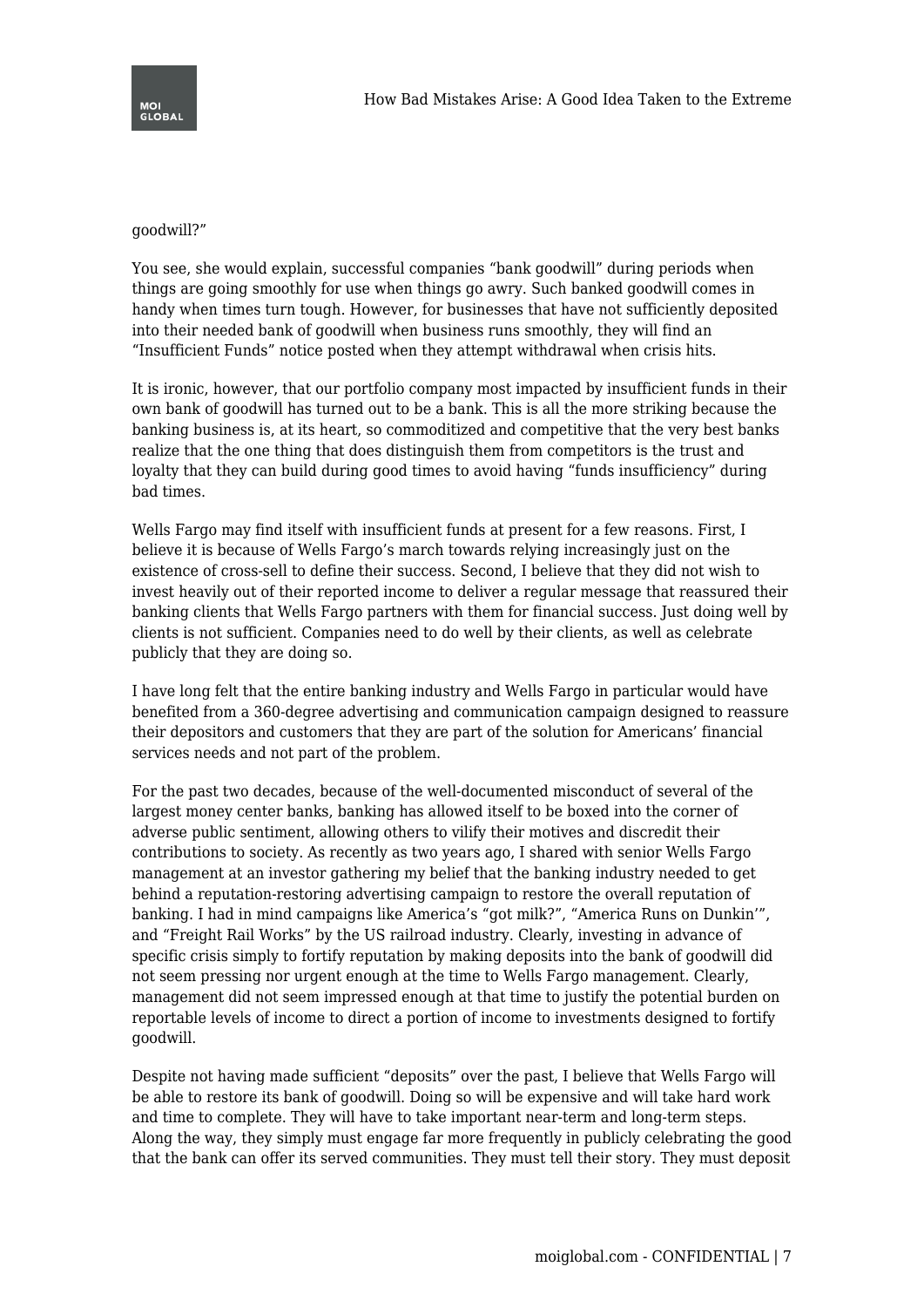goodwill?"

You see, she would explain, successful companies "bank goodwill" during periods when things are going smoothly for use when things go awry. Such banked goodwill comes in handy when times turn tough. However, for businesses that have not sufficiently deposited into their needed bank of goodwill when business runs smoothly, they will find an "Insufficient Funds" notice posted when they attempt withdrawal when crisis hits.

It is ironic, however, that our portfolio company most impacted by insufficient funds in their own bank of goodwill has turned out to be a bank. This is all the more striking because the banking business is, at its heart, so commoditized and competitive that the very best banks realize that the one thing that does distinguish them from competitors is the trust and loyalty that they can build during good times to avoid having "funds insufficiency" during bad times.

Wells Fargo may find itself with insufficient funds at present for a few reasons. First, I believe it is because of Wells Fargo's march towards relying increasingly just on the existence of cross-sell to define their success. Second, I believe that they did not wish to invest heavily out of their reported income to deliver a regular message that reassured their banking clients that Wells Fargo partners with them for financial success. Just doing well by clients is not sufficient. Companies need to do well by their clients, as well as celebrate publicly that they are doing so.

I have long felt that the entire banking industry and Wells Fargo in particular would have benefited from a 360-degree advertising and communication campaign designed to reassure their depositors and customers that they are part of the solution for Americans' financial services needs and not part of the problem.

For the past two decades, because of the well-documented misconduct of several of the largest money center banks, banking has allowed itself to be boxed into the corner of adverse public sentiment, allowing others to vilify their motives and discredit their contributions to society. As recently as two years ago, I shared with senior Wells Fargo management at an investor gathering my belief that the banking industry needed to get behind a reputation-restoring advertising campaign to restore the overall reputation of banking. I had in mind campaigns like America's "got milk?", "America Runs on Dunkin'", and "Freight Rail Works" by the US railroad industry. Clearly, investing in advance of specific crisis simply to fortify reputation by making deposits into the bank of goodwill did not seem pressing nor urgent enough at the time to Wells Fargo management. Clearly, management did not seem impressed enough at that time to justify the potential burden on reportable levels of income to direct a portion of income to investments designed to fortify goodwill.

Despite not having made sufficient "deposits" over the past, I believe that Wells Fargo will be able to restore its bank of goodwill. Doing so will be expensive and will take hard work and time to complete. They will have to take important near-term and long-term steps. Along the way, they simply must engage far more frequently in publicly celebrating the good that the bank can offer its served communities. They must tell their story. They must deposit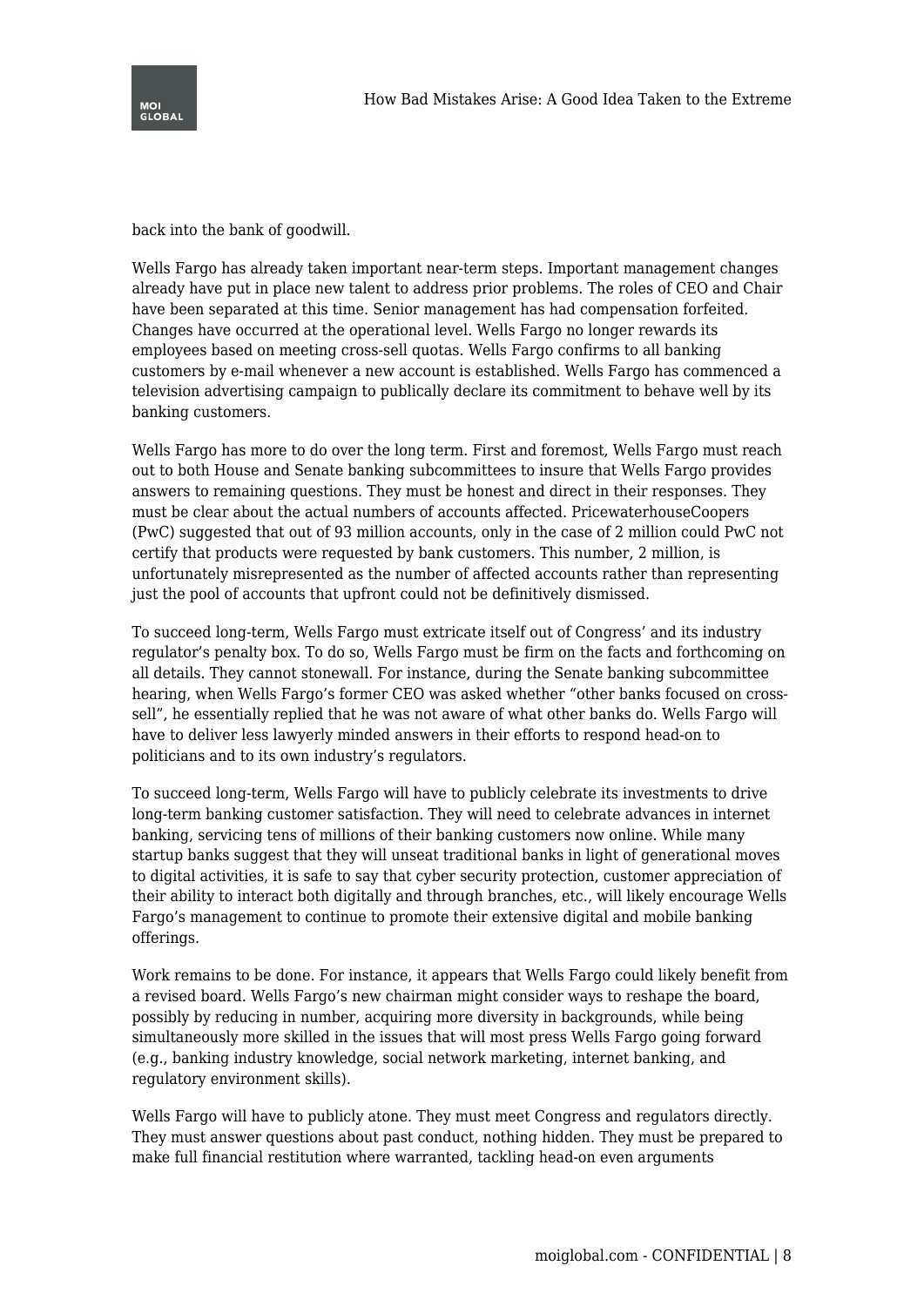back into the bank of goodwill.

Wells Fargo has already taken important near-term steps. Important management changes already have put in place new talent to address prior problems. The roles of CEO and Chair have been separated at this time. Senior management has had compensation forfeited. Changes have occurred at the operational level. Wells Fargo no longer rewards its employees based on meeting cross-sell quotas. Wells Fargo confirms to all banking customers by e-mail whenever a new account is established. Wells Fargo has commenced a television advertising campaign to publically declare its commitment to behave well by its banking customers.

Wells Fargo has more to do over the long term. First and foremost, Wells Fargo must reach out to both House and Senate banking subcommittees to insure that Wells Fargo provides answers to remaining questions. They must be honest and direct in their responses. They must be clear about the actual numbers of accounts affected. PricewaterhouseCoopers (PwC) suggested that out of 93 million accounts, only in the case of 2 million could PwC not certify that products were requested by bank customers. This number, 2 million, is unfortunately misrepresented as the number of affected accounts rather than representing just the pool of accounts that upfront could not be definitively dismissed.

To succeed long-term, Wells Fargo must extricate itself out of Congress' and its industry regulator's penalty box. To do so, Wells Fargo must be firm on the facts and forthcoming on all details. They cannot stonewall. For instance, during the Senate banking subcommittee hearing, when Wells Fargo's former CEO was asked whether "other banks focused on cross-sell", he essentially replied that he was not aware of what other banks do. Wells Fargo will have to deliver less lawyerly minded answers in their efforts to respond head-on to politicians and to its own industry's regulators.

To succeed long-term, Wells Fargo will have to publicly celebrate its investments to drive long-term banking customer satisfaction. They will need to celebrate advances in internet banking, servicing tens of millions of their banking customers now online. While many startup banks suggest that they will unseat traditional banks in light of generational moves to digital activities, it is safe to say that cyber security protection, customer appreciation of their ability to interact both digitally and through branches, etc., will likely encourage Wells Fargo's management to continue to promote their extensive digital and mobile banking offerings.

Work remains to be done. For instance, it appears that Wells Fargo could likely benefit from a revised board. Wells Fargo's new chairman might consider ways to reshape the board, possibly by reducing in number, acquiring more diversity in backgrounds, while being simultaneously more skilled in the issues that will most press Wells Fargo going forward (e.g., banking industry knowledge, social network marketing, internet banking, and regulatory environment skills).

Wells Fargo will have to publicly atone. They must meet Congress and regulators directly. They must answer questions about past conduct, nothing hidden. They must be prepared to make full financial restitution where warranted, tackling head-on even arguments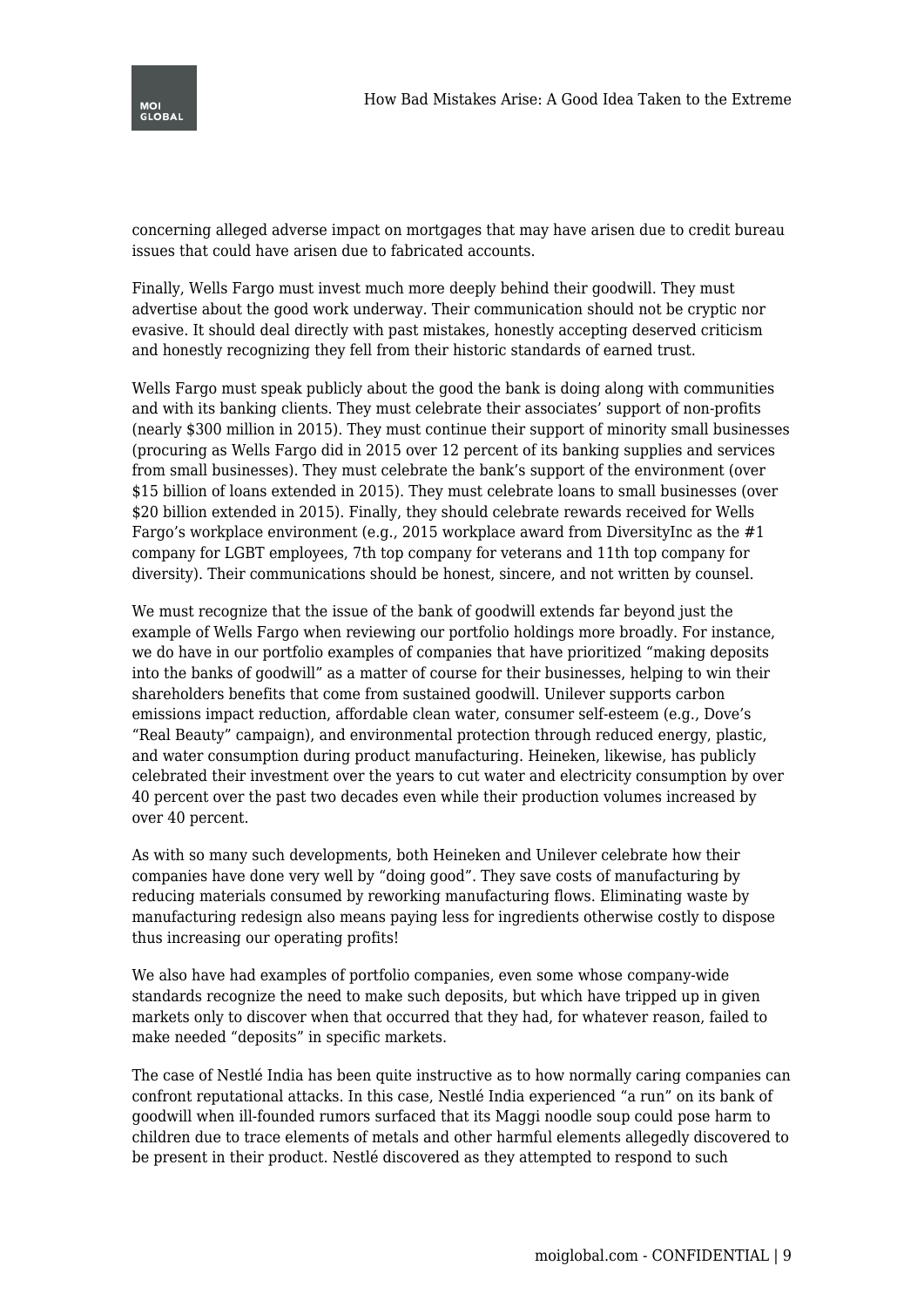concerning alleged adverse impact on mortgages that may have arisen due to credit bureau issues that could have arisen due to fabricated accounts.

Finally, Wells Fargo must invest much more deeply behind their goodwill. They must advertise about the good work underway. Their communication should not be cryptic nor evasive. It should deal directly with past mistakes, honestly accepting deserved criticism and honestly recognizing they fell from their historic standards of earned trust.

Wells Fargo must speak publicly about the good the bank is doing along with communities and with its banking clients. They must celebrate their associates' support of non-profits (nearly $300 million in 2015). They must continue their support of minority small businesses (procuring as Wells Fargo did in 2015 over 12 percent of its banking supplies and services from small businesses). They must celebrate the bank's support of the environment (over $15 billion of loans extended in 2015). They must celebrate loans to small businesses (over $20 billion extended in 2015). Finally, they should celebrate rewards received for Wells Fargo's workplace environment (e.g., 2015 workplace award from DiversityInc as the #1 company for LGBT employees, 7th top company for veterans and 11th top company for diversity). Their communications should be honest, sincere, and not written by counsel.

We must recognize that the issue of the bank of goodwill extends far beyond just the example of Wells Fargo when reviewing our portfolio holdings more broadly. For instance, we do have in our portfolio examples of companies that have prioritized "making deposits into the banks of goodwill" as a matter of course for their businesses, helping to win their shareholders benefits that come from sustained goodwill. Unilever supports carbon emissions impact reduction, affordable clean water, consumer self-esteem (e.g., Dove's "Real Beauty" campaign), and environmental protection through reduced energy, plastic, and water consumption during product manufacturing. Heineken, likewise, has publicly celebrated their investment over the years to cut water and electricity consumption by over 40 percent over the past two decades even while their production volumes increased by over 40 percent.

As with so many such developments, both Heineken and Unilever celebrate how their companies have done very well by "doing good". They save costs of manufacturing by reducing materials consumed by reworking manufacturing flows. Eliminating waste by manufacturing redesign also means paying less for ingredients otherwise costly to dispose thus increasing our operating profits!

We also have had examples of portfolio companies, even some whose company-wide standards recognize the need to make such deposits, but which have tripped up in given markets only to discover when that occurred that they had, for whatever reason, failed to make needed "deposits" in specific markets.

The case of Nestlé India has been quite instructive as to how normally caring companies can confront reputational attacks. In this case, Nestlé India experienced "a run" on its bank of goodwill when ill-founded rumors surfaced that its Maggi noodle soup could pose harm to children due to trace elements of metals and other harmful elements allegedly discovered to be present in their product. Nestlé discovered as they attempted to respond to such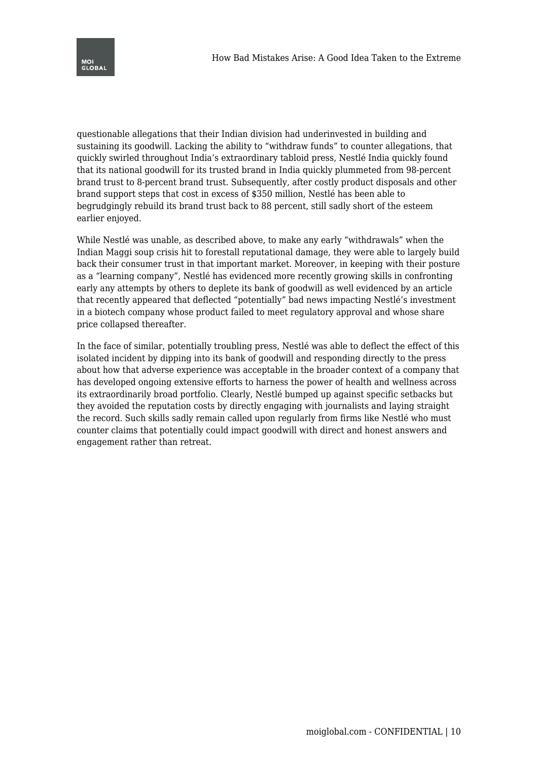questionable allegations that their Indian division had underinvested in building and sustaining its goodwill. Lacking the ability to "withdraw funds" to counter allegations, that quickly swirled throughout India's extraordinary tabloid press, Nestlé India quickly found that its national goodwill for its trusted brand in India quickly plummeted from 98-percent brand trust to 8-percent brand trust. Subsequently, after costly product disposals and other brand support steps that cost in excess of $350 million, Nestlé has been able to begrudgingly rebuild its brand trust back to 88 percent, still sadly short of the esteem earlier enjoyed.

While Nestlé was unable, as described above, to make any early "withdrawals" when the Indian Maggi soup crisis hit to forestall reputational damage, they were able to largely build back their consumer trust in that important market. Moreover, in keeping with their posture as a "learning company", Nestlé has evidenced more recently growing skills in confronting early any attempts by others to deplete its bank of goodwill as well evidenced by an article that recently appeared that deflected "potentially" bad news impacting Nestlé's investment in a biotech company whose product failed to meet regulatory approval and whose share price collapsed thereafter.

In the face of similar, potentially troubling press, Nestlé was able to deflect the effect of this isolated incident by dipping into its bank of goodwill and responding directly to the press about how that adverse experience was acceptable in the broader context of a company that has developed ongoing extensive efforts to harness the power of health and wellness across its extraordinarily broad portfolio. Clearly, Nestlé bumped up against specific setbacks but they avoided the reputation costs by directly engaging with journalists and laying straight the record. Such skills sadly remain called upon regularly from firms like Nestlé who must counter claims that potentially could impact goodwill with direct and honest answers and engagement rather than retreat.